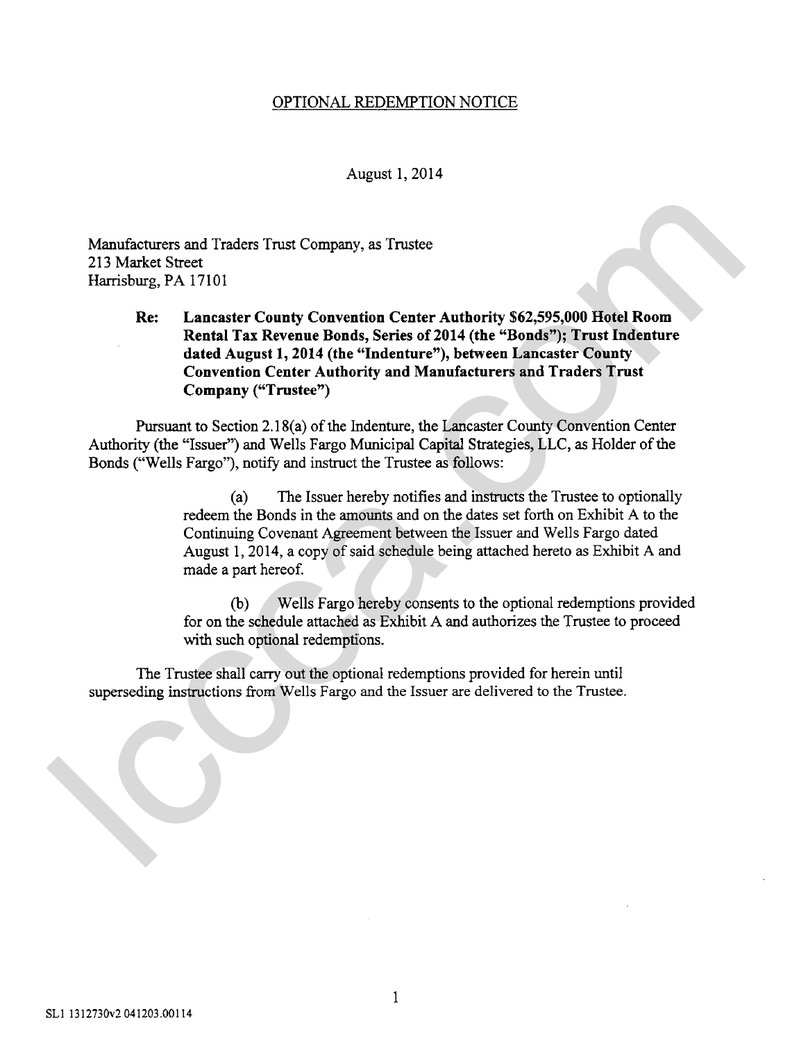OPTIONAL REDEMPTION NOTICE

August 1, 2014

Manufacturers and Traders Trust Company, as Trustee
213 Market Street
Harrisburg, PA 17101

**Re: Lancaster County Convention Center Authority $62,595,000 Hotel Room Rental Tax Revenue Bonds, Series of 2014 (the "Bonds"); Trust Indenture dated August 1, 2014 (the "Indenture"), between Lancaster County Convention Center Authority and Manufacturers and Traders Trust Company ("Trustee")**

Pursuant to Section 2.18(a) of the Indenture, the Lancaster County Convention Center Authority (the "Issuer") and Wells Fargo Municipal Capital Strategies, LLC, as Holder of the Bonds ("Wells Fargo"), notify and instruct the Trustee as follows:

(a) The Issuer hereby notifies and instructs the Trustee to optionally redeem the Bonds in the amounts and on the dates set forth on Exhibit A to the Continuing Covenant Agreement between the Issuer and Wells Fargo dated August 1, 2014, a copy of said schedule being attached hereto as Exhibit A and made a part hereof.

(b) Wells Fargo hereby consents to the optional redemptions provided for on the schedule attached as Exhibit A and authorizes the Trustee to proceed with such optional redemptions.

The Trustee shall carry out the optional redemptions provided for herein until superseding instructions from Wells Fargo and the Issuer are delivered to the Trustee.

SL1 1312730v2 041203.00114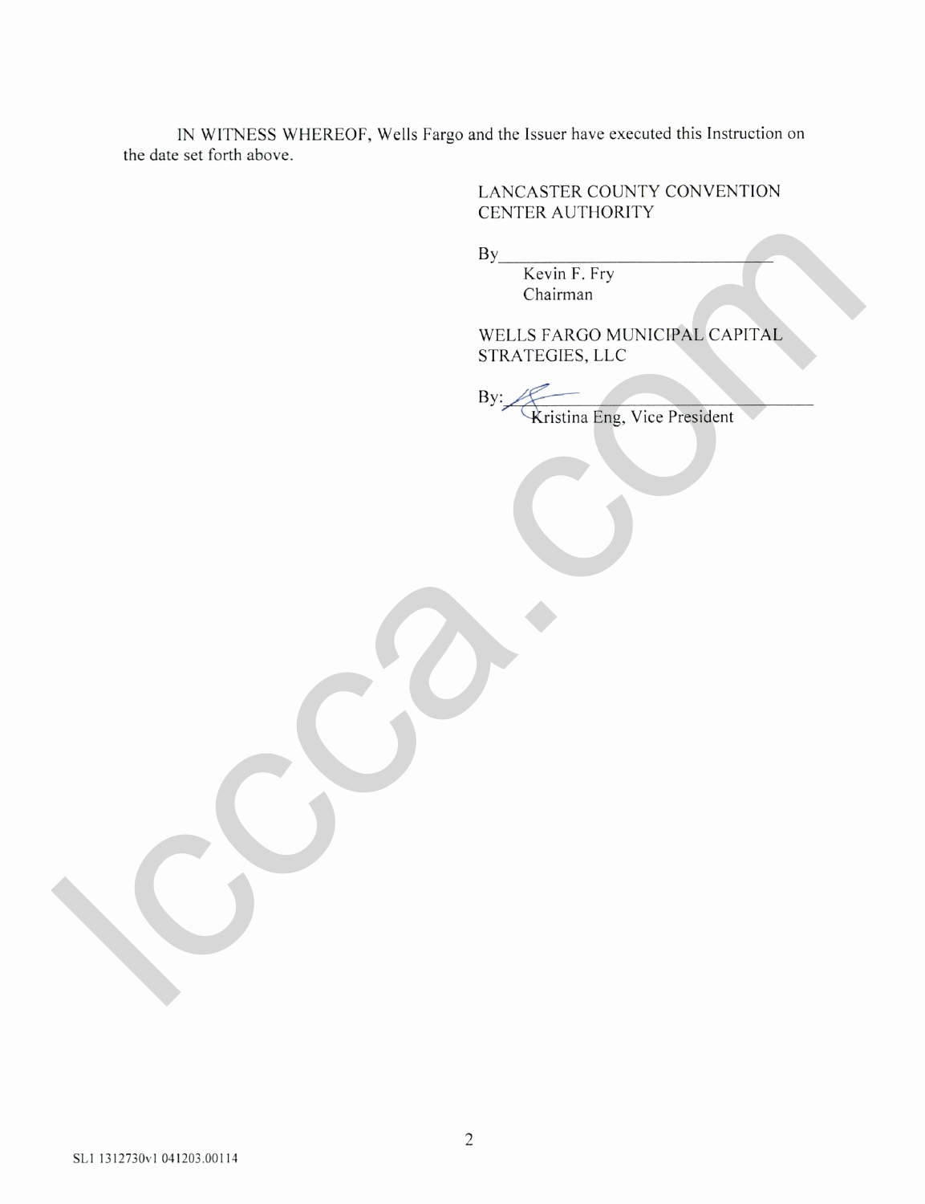IN WITNESS WHEREOF, Wells Fargo and the Issuer have executed this Instruction on the date set forth above.

LANCASTER COUNTY CONVENTION CENTER AUTHORITY

By\_\_\_\_\_\_\_\_\_\_\_\_\_\_\_\_\_\_\_\_\_\_\_\_\_\_\_\_\_\_
Kevin F. Fry
Chairman

WELLS FARGO MUNICIPAL CAPITAL STRATEGIES, LLC

By: \_\_\_\_\_\_\_\_\_\_\_\_\_\_\_\_\_\_\_\_\_\_\_\_\_\_\_\_\_\_
Kristina Eng, Vice President

SL1 1312730v1 041203.00114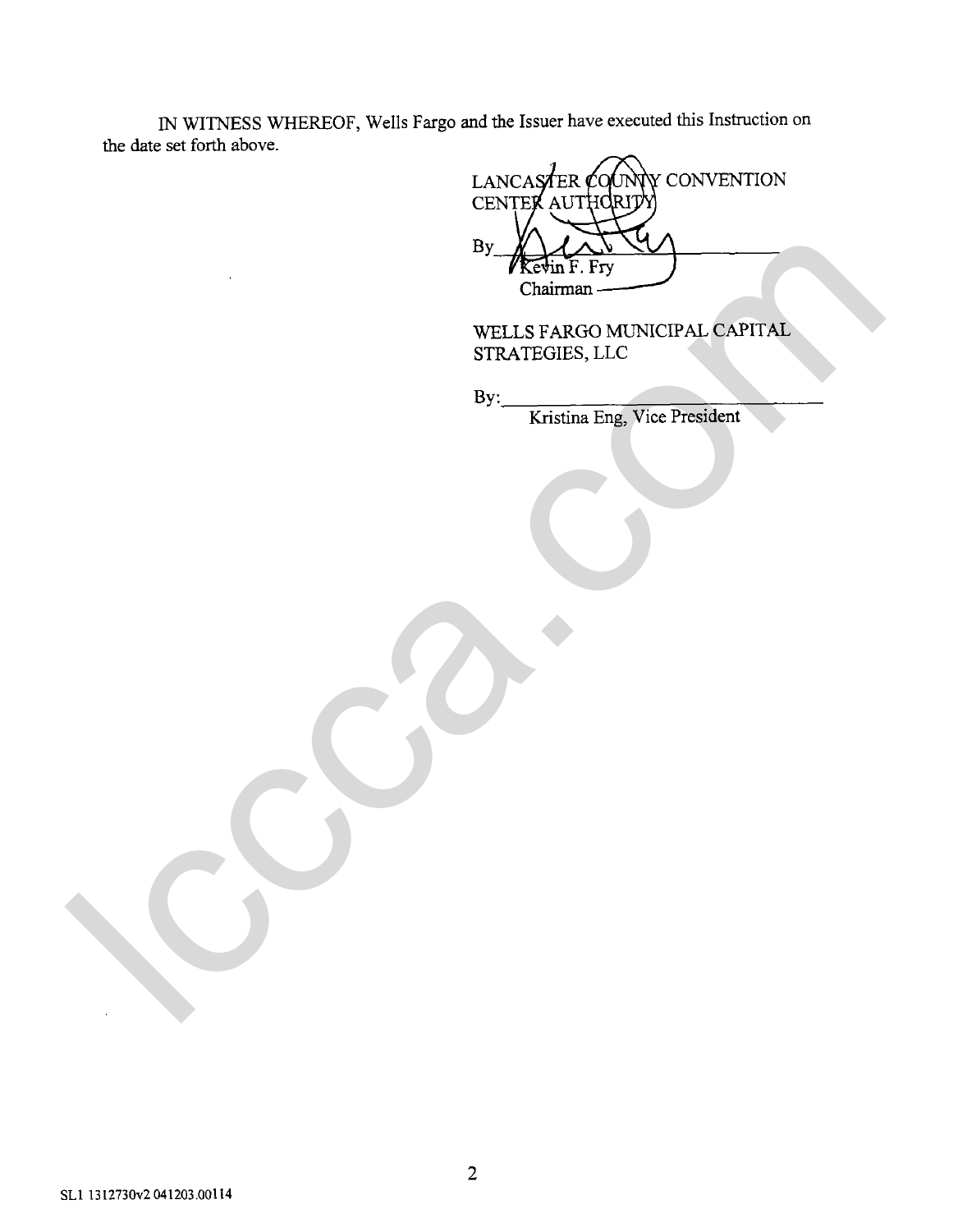IN WITNESS WHEREOF, Wells Fargo and the Issuer have executed this Instruction on the date set forth above.

LANCASTER COUNTY CONVENTION CENTER AUTHORITY

By\_\_\_\_\_\_\_\_\_\_\_\_\_\_\_\_\_\_\_\_\_\_\_\_\_\_\_\_
Kevin F. Fry
Chairman

WELLS FARGO MUNICIPAL CAPITAL STRATEGIES, LLC

By:\_\_\_\_\_\_\_\_\_\_\_\_\_\_\_\_\_\_\_\_\_\_\_\_\_\_\_\_
Kristina Eng, Vice President

SL1 1312730v2 041203.00114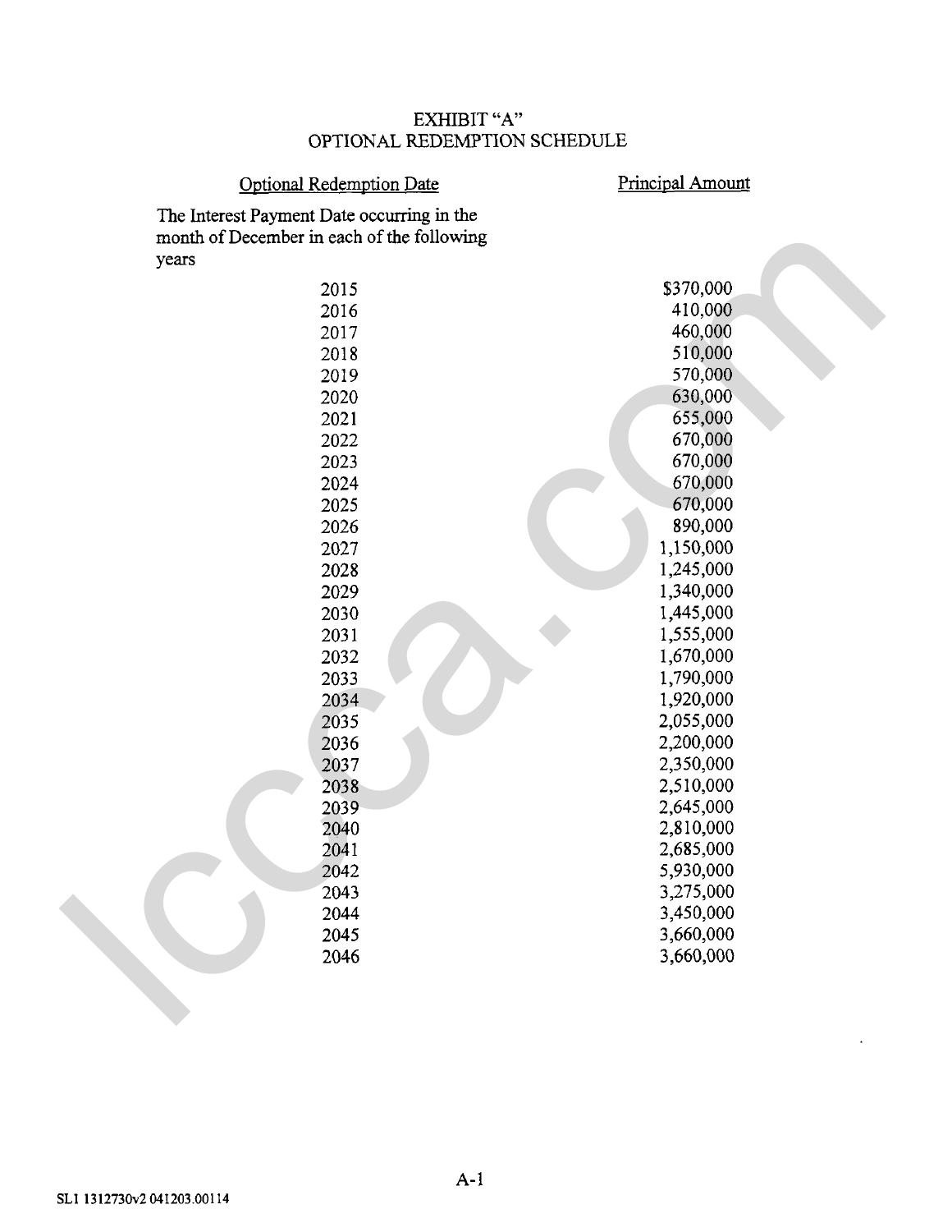# EXHIBIT "A"
## OPTIONAL REDEMPTION SCHEDULE

| Optional Redemption Date | Principal Amount |
|---|---|
| The Interest Payment Date occurring in the month of December in each of the following years | |
| 2015 | $370,000 |
| 2016 | 410,000 |
| 2017 | 460,000 |
| 2018 | 510,000 |
| 2019 | 570,000 |
| 2020 | 630,000 |
| 2021 | 655,000 |
| 2022 | 670,000 |
| 2023 | 670,000 |
| 2024 | 670,000 |
| 2025 | 670,000 |
| 2026 | 890,000 |
| 2027 | 1,150,000 |
| 2028 | 1,245,000 |
| 2029 | 1,340,000 |
| 2030 | 1,445,000 |
| 2031 | 1,555,000 |
| 2032 | 1,670,000 |
| 2033 | 1,790,000 |
| 2034 | 1,920,000 |
| 2035 | 2,055,000 |
| 2036 | 2,200,000 |
| 2037 | 2,350,000 |
| 2038 | 2,510,000 |
| 2039 | 2,645,000 |
| 2040 | 2,810,000 |
| 2041 | 2,685,000 |
| 2042 | 5,930,000 |
| 2043 | 3,275,000 |
| 2044 | 3,450,000 |
| 2045 | 3,660,000 |
| 2046 | 3,660,000 |

SL1 1312730v2 041203.00114